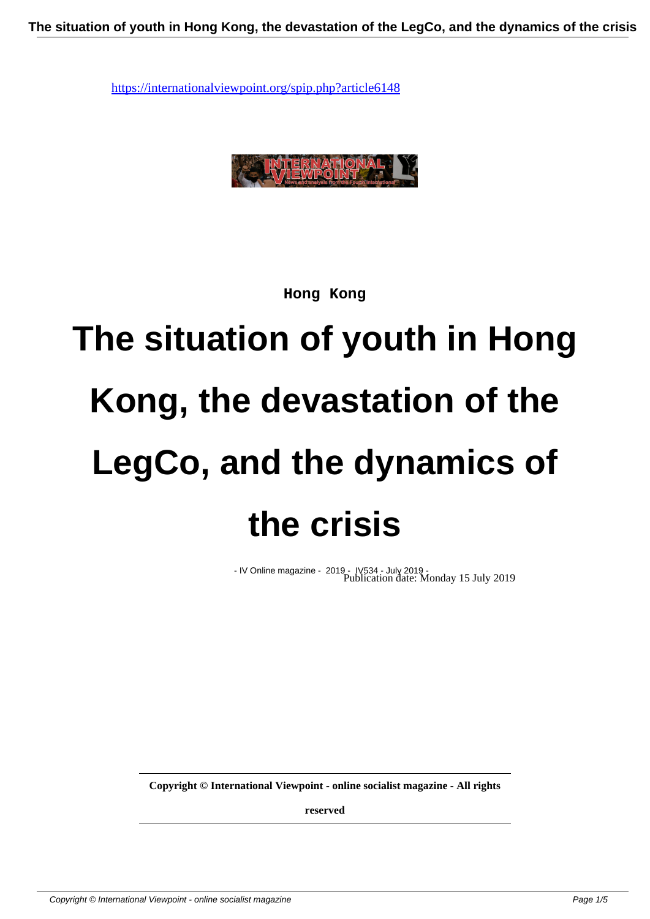https://internationalviewpoint.org/spip.php?article6148

Hong Kong

# The situation of youth in Hong Kong, the devastation of the LegCo, and the dynamics of the crisis

- IV Online magazine - 2019 - IV534 - July 2019 -
Publication date: Monday 15 July 2019

**Copyright © International Viewpoint - online socialist magazine - All rights reserved**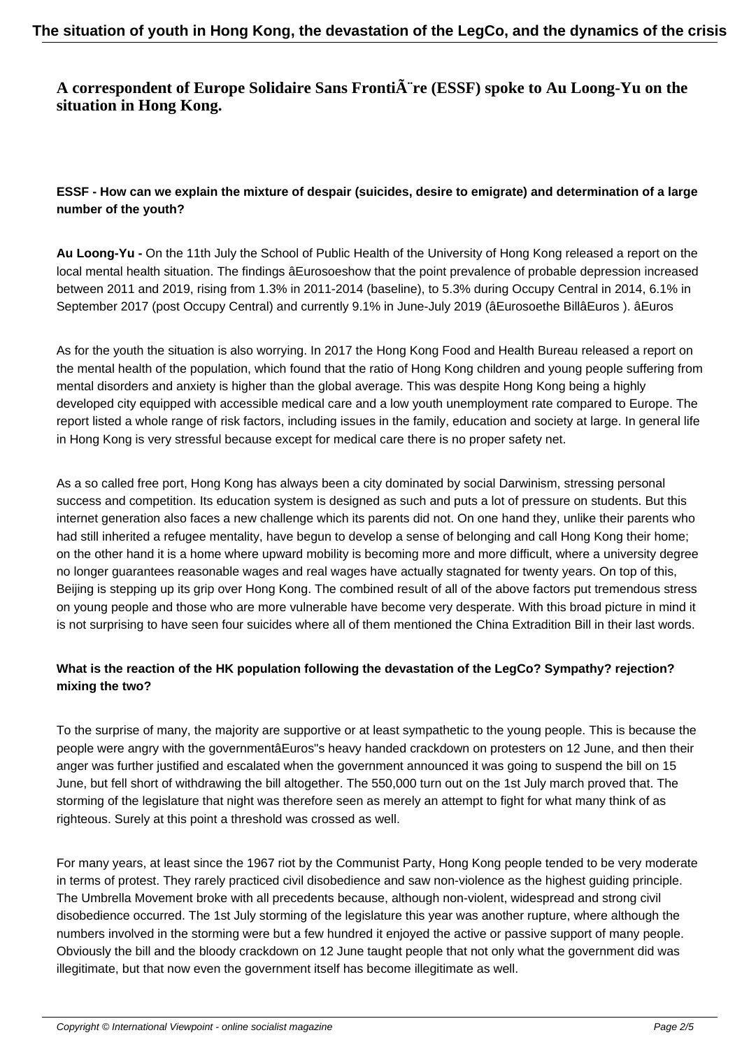**A correspondent of Europe Solidaire Sans FrontiÃ¨re (ESSF) spoke to Au Loong-Yu on the situation in Hong Kong.**

**ESSF - How can we explain the mixture of despair (suicides, desire to emigrate) and determination of a large number of the youth?**

**Au Loong-Yu -** On the 11th July the School of Public Health of the University of Hong Kong released a report on the local mental health situation. The findings âEurosoeshow that the point prevalence of probable depression increased between 2011 and 2019, rising from 1.3% in 2011-2014 (baseline), to 5.3% during Occupy Central in 2014, 6.1% in September 2017 (post Occupy Central) and currently 9.1% in June-July 2019 (âEurosoethe BillâEuros ). âEuros

As for the youth the situation is also worrying. In 2017 the Hong Kong Food and Health Bureau released a report on the mental health of the population, which found that the ratio of Hong Kong children and young people suffering from mental disorders and anxiety is higher than the global average. This was despite Hong Kong being a highly developed city equipped with accessible medical care and a low youth unemployment rate compared to Europe. The report listed a whole range of risk factors, including issues in the family, education and society at large. In general life in Hong Kong is very stressful because except for medical care there is no proper safety net.

As a so called free port, Hong Kong has always been a city dominated by social Darwinism, stressing personal success and competition. Its education system is designed as such and puts a lot of pressure on students. But this internet generation also faces a new challenge which its parents did not. On one hand they, unlike their parents who had still inherited a refugee mentality, have begun to develop a sense of belonging and call Hong Kong their home; on the other hand it is a home where upward mobility is becoming more and more difficult, where a university degree no longer guarantees reasonable wages and real wages have actually stagnated for twenty years. On top of this, Beijing is stepping up its grip over Hong Kong. The combined result of all of the above factors put tremendous stress on young people and those who are more vulnerable have become very desperate. With this broad picture in mind it is not surprising to have seen four suicides where all of them mentioned the China Extradition Bill in their last words.

**What is the reaction of the HK population following the devastation of the LegCo? Sympathy? rejection? mixing the two?**

To the surprise of many, the majority are supportive or at least sympathetic to the young people. This is because the people were angry with the governmentâEuros"s heavy handed crackdown on protesters on 12 June, and then their anger was further justified and escalated when the government announced it was going to suspend the bill on 15 June, but fell short of withdrawing the bill altogether. The 550,000 turn out on the 1st July march proved that. The storming of the legislature that night was therefore seen as merely an attempt to fight for what many think of as righteous. Surely at this point a threshold was crossed as well.

For many years, at least since the 1967 riot by the Communist Party, Hong Kong people tended to be very moderate in terms of protest. They rarely practiced civil disobedience and saw non-violence as the highest guiding principle. The Umbrella Movement broke with all precedents because, although non-violent, widespread and strong civil disobedience occurred. The 1st July storming of the legislature this year was another rupture, where although the numbers involved in the storming were but a few hundred it enjoyed the active or passive support of many people. Obviously the bill and the bloody crackdown on 12 June taught people that not only what the government did was illegitimate, but that now even the government itself has become illegitimate as well.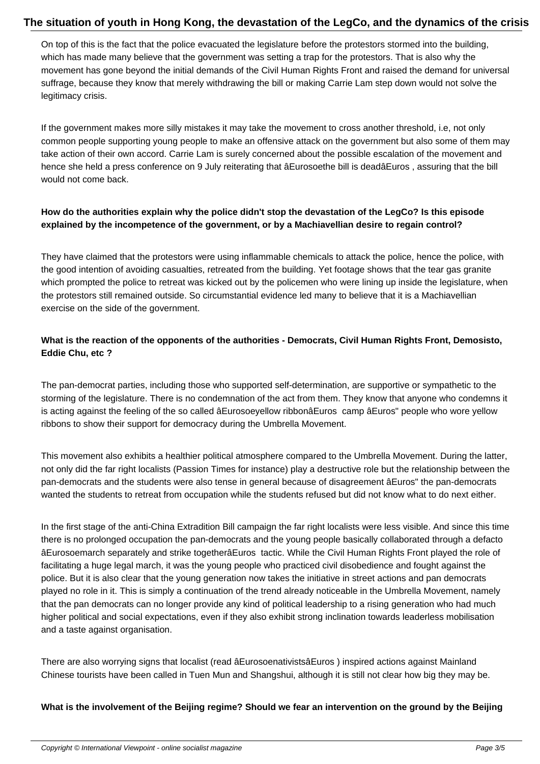On top of this is the fact that the police evacuated the legislature before the protestors stormed into the building, which has made many believe that the government was setting a trap for the protestors. That is also why the movement has gone beyond the initial demands of the Civil Human Rights Front and raised the demand for universal suffrage, because they know that merely withdrawing the bill or making Carrie Lam step down would not solve the legitimacy crisis.

If the government makes more silly mistakes it may take the movement to cross another threshold, i.e, not only common people supporting young people to make an offensive attack on the government but also some of them may take action of their own accord. Carrie Lam is surely concerned about the possible escalation of the movement and hence she held a press conference on 9 July reiterating that âEurosoethe bill is deadâEuros , assuring that the bill would not come back.

**How do the authorities explain why the police didn't stop the devastation of the LegCo? Is this episode explained by the incompetence of the government, or by a Machiavellian desire to regain control?**

They have claimed that the protestors were using inflammable chemicals to attack the police, hence the police, with the good intention of avoiding casualties, retreated from the building. Yet footage shows that the tear gas granite which prompted the police to retreat was kicked out by the policemen who were lining up inside the legislature, when the protestors still remained outside. So circumstantial evidence led many to believe that it is a Machiavellian exercise on the side of the government.

**What is the reaction of the opponents of the authorities - Democrats, Civil Human Rights Front, Demosisto, Eddie Chu, etc ?**

The pan-democrat parties, including those who supported self-determination, are supportive or sympathetic to the storming of the legislature. There is no condemnation of the act from them. They know that anyone who condemns it is acting against the feeling of the so called âEurosoeyellow ribbonâEuros camp âEuros" people who wore yellow ribbons to show their support for democracy during the Umbrella Movement.

This movement also exhibits a healthier political atmosphere compared to the Umbrella Movement. During the latter, not only did the far right localists (Passion Times for instance) play a destructive role but the relationship between the pan-democrats and the students were also tense in general because of disagreement âEuros" the pan-democrats wanted the students to retreat from occupation while the students refused but did not know what to do next either.

In the first stage of the anti-China Extradition Bill campaign the far right localists were less visible. And since this time there is no prolonged occupation the pan-democrats and the young people basically collaborated through a defacto âEurosoemarch separately and strike togetherâEuros tactic. While the Civil Human Rights Front played the role of facilitating a huge legal march, it was the young people who practiced civil disobedience and fought against the police. But it is also clear that the young generation now takes the initiative in street actions and pan democrats played no role in it. This is simply a continuation of the trend already noticeable in the Umbrella Movement, namely that the pan democrats can no longer provide any kind of political leadership to a rising generation who had much higher political and social expectations, even if they also exhibit strong inclination towards leaderless mobilisation and a taste against organisation.

There are also worrying signs that localist (read âEurosoenativistsâEuros ) inspired actions against Mainland Chinese tourists have been called in Tuen Mun and Shangshui, although it is still not clear how big they may be.

**What is the involvement of the Beijing regime? Should we fear an intervention on the ground by the Beijing**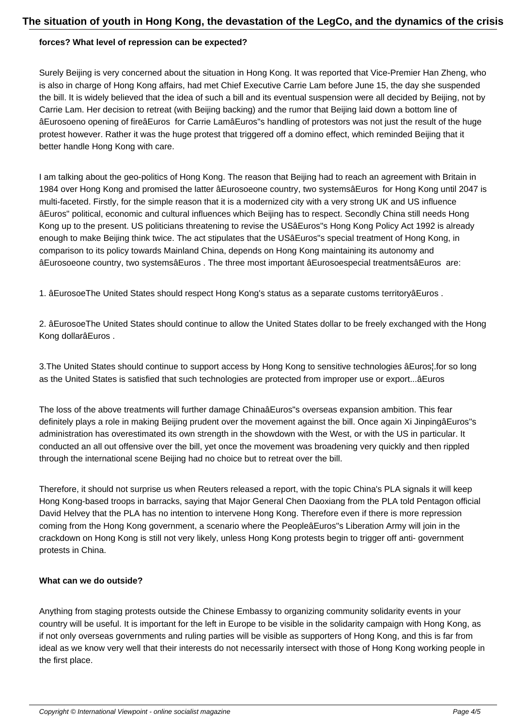**forces? What level of repression can be expected?**

Surely Beijing is very concerned about the situation in Hong Kong. It was reported that Vice-Premier Han Zheng, who is also in charge of Hong Kong affairs, had met Chief Executive Carrie Lam before June 15, the day she suspended the bill. It is widely believed that the idea of such a bill and its eventual suspension were all decided by Beijing, not by Carrie Lam. Her decision to retreat (with Beijing backing) and the rumor that Beijing laid down a bottom line of âEurosoeno opening of fireâEuros  for Carrie LamâEuros"s handling of protestors was not just the result of the huge protest however. Rather it was the huge protest that triggered off a domino effect, which reminded Beijing that it better handle Hong Kong with care.

I am talking about the geo-politics of Hong Kong. The reason that Beijing had to reach an agreement with Britain in 1984 over Hong Kong and promised the latter âEurosoeone country, two systemsâEuros  for Hong Kong until 2047 is multi-faceted. Firstly, for the simple reason that it is a modernized city with a very strong UK and US influence âEuros" political, economic and cultural influences which Beijing has to respect. Secondly China still needs Hong Kong up to the present. US politicians threatening to revise the USâEuros"s Hong Kong Policy Act 1992 is already enough to make Beijing think twice. The act stipulates that the USâEuros"s special treatment of Hong Kong, in comparison to its policy towards Mainland China, depends on Hong Kong maintaining its autonomy and âEurosoeone country, two systemsâEuros . The three most important âEurosoespecial treatmentsâEuros  are:

1. âEurosoeThe United States should respect Hong Kong's status as a separate customs territoryâEuros .

2. âEurosoeThe United States should continue to allow the United States dollar to be freely exchanged with the Hong Kong dollarâEuros .

3.The United States should continue to support access by Hong Kong to sensitive technologies âEuros¦.for so long as the United States is satisfied that such technologies are protected from improper use or export...âEuros

The loss of the above treatments will further damage ChinaâEuros"s overseas expansion ambition. This fear definitely plays a role in making Beijing prudent over the movement against the bill. Once again Xi JinpingâEuros"s administration has overestimated its own strength in the showdown with the West, or with the US in particular. It conducted an all out offensive over the bill, yet once the movement was broadening very quickly and then rippled through the international scene Beijing had no choice but to retreat over the bill.

Therefore, it should not surprise us when Reuters released a report, with the topic China's PLA signals it will keep Hong Kong-based troops in barracks, saying that Major General Chen Daoxiang from the PLA told Pentagon official David Helvey that the PLA has no intention to intervene Hong Kong. Therefore even if there is more repression coming from the Hong Kong government, a scenario where the PeopleâEuros"s Liberation Army will join in the crackdown on Hong Kong is still not very likely, unless Hong Kong protests begin to trigger off anti- government protests in China.

**What can we do outside?**

Anything from staging protests outside the Chinese Embassy to organizing community solidarity events in your country will be useful. It is important for the left in Europe to be visible in the solidarity campaign with Hong Kong, as if not only overseas governments and ruling parties will be visible as supporters of Hong Kong, and this is far from ideal as we know very well that their interests do not necessarily intersect with those of Hong Kong working people in the first place.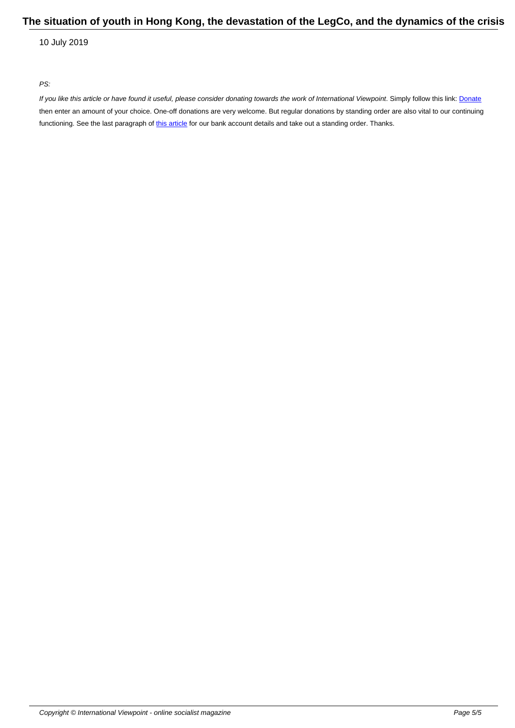10 July 2019

*PS:*

*If you like this article or have found it useful, please consider donating towards the work of International Viewpoint*. Simply follow this link: Donate then enter an amount of your choice. One-off donations are very welcome. But regular donations by standing order are also vital to our continuing functioning. See the last paragraph of this article for our bank account details and take out a standing order. Thanks.